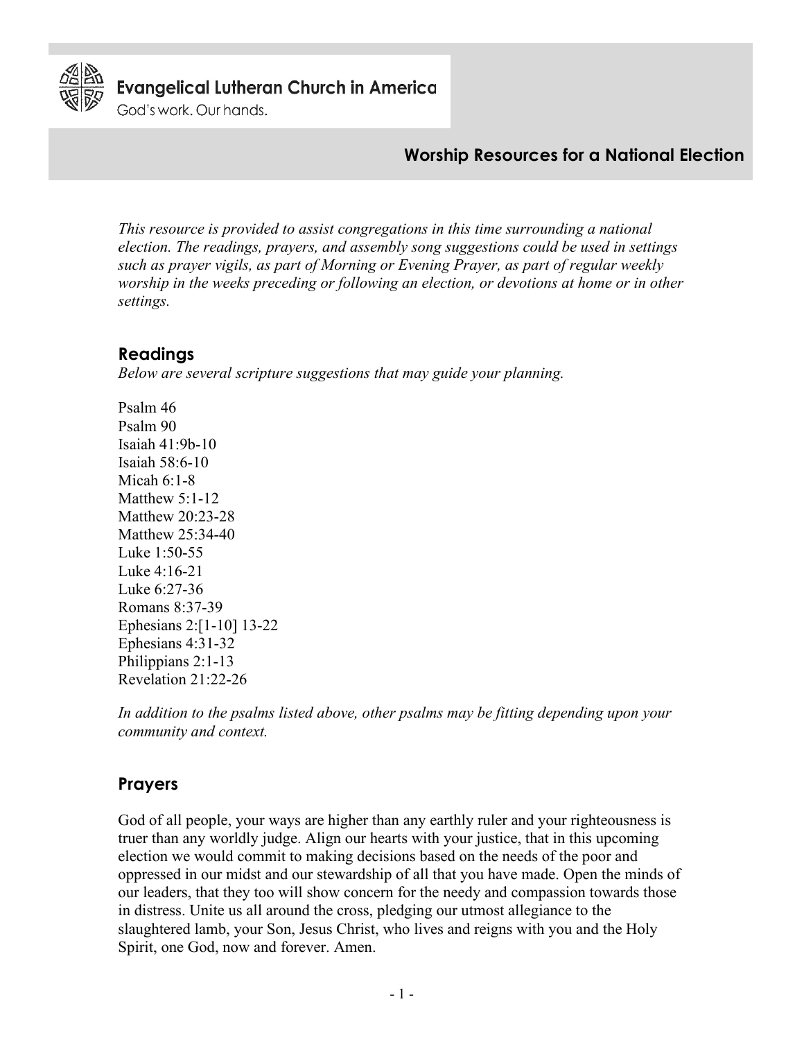Evangelical Lutheran Church in America

God's work. Our hands.

# Worship Resources for a National Election

*This resource is provided to assist congregations in this time surrounding a national election. The readings, prayers, and assembly song suggestions could be used in settings such as prayer vigils, as part of Morning or Evening Prayer, as part of regular weekly worship in the weeks preceding or following an election, or devotions at home or in other settings.*

## Readings

*Below are several scripture suggestions that may guide your planning.*

Psalm 46
Psalm 90
Isaiah 41:9b-10
Isaiah 58:6-10
Micah 6:1-8
Matthew 5:1-12
Matthew 20:23-28
Matthew 25:34-40
Luke 1:50-55
Luke 4:16-21
Luke 6:27-36
Romans 8:37-39
Ephesians 2:[1-10] 13-22
Ephesians 4:31-32
Philippians 2:1-13
Revelation 21:22-26

*In addition to the psalms listed above, other psalms may be fitting depending upon your community and context.*

## Prayers

God of all people, your ways are higher than any earthly ruler and your righteousness is truer than any worldly judge. Align our hearts with your justice, that in this upcoming election we would commit to making decisions based on the needs of the poor and oppressed in our midst and our stewardship of all that you have made. Open the minds of our leaders, that they too will show concern for the needy and compassion towards those in distress. Unite us all around the cross, pledging our utmost allegiance to the slaughtered lamb, your Son, Jesus Christ, who lives and reigns with you and the Holy Spirit, one God, now and forever. Amen.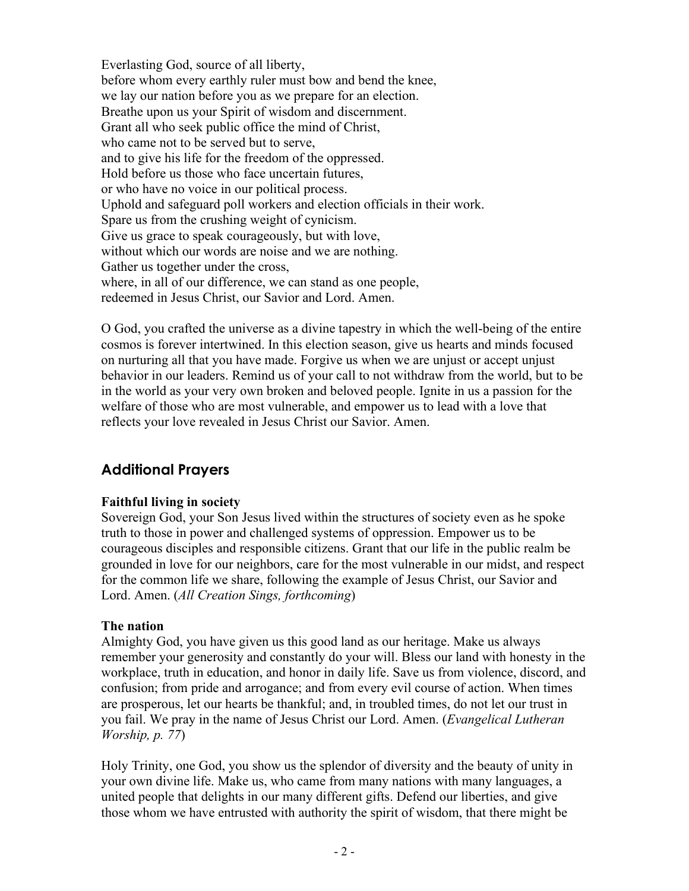Everlasting God, source of all liberty,
before whom every earthly ruler must bow and bend the knee,
we lay our nation before you as we prepare for an election.
Breathe upon us your Spirit of wisdom and discernment.
Grant all who seek public office the mind of Christ,
who came not to be served but to serve,
and to give his life for the freedom of the oppressed.
Hold before us those who face uncertain futures,
or who have no voice in our political process.
Uphold and safeguard poll workers and election officials in their work.
Spare us from the crushing weight of cynicism.
Give us grace to speak courageously, but with love,
without which our words are noise and we are nothing.
Gather us together under the cross,
where, in all of our difference, we can stand as one people,
redeemed in Jesus Christ, our Savior and Lord. Amen.

O God, you crafted the universe as a divine tapestry in which the well-being of the entire cosmos is forever intertwined. In this election season, give us hearts and minds focused on nurturing all that you have made. Forgive us when we are unjust or accept unjust behavior in our leaders. Remind us of your call to not withdraw from the world, but to be in the world as your very own broken and beloved people. Ignite in us a passion for the welfare of those who are most vulnerable, and empower us to lead with a love that reflects your love revealed in Jesus Christ our Savior. Amen.

## Additional Prayers

**Faithful living in society**
Sovereign God, your Son Jesus lived within the structures of society even as he spoke truth to those in power and challenged systems of oppression. Empower us to be courageous disciples and responsible citizens. Grant that our life in the public realm be grounded in love for our neighbors, care for the most vulnerable in our midst, and respect for the common life we share, following the example of Jesus Christ, our Savior and Lord. Amen. (*All Creation Sings, forthcoming*)

**The nation**
Almighty God, you have given us this good land as our heritage. Make us always remember your generosity and constantly do your will. Bless our land with honesty in the workplace, truth in education, and honor in daily life. Save us from violence, discord, and confusion; from pride and arrogance; and from every evil course of action. When times are prosperous, let our hearts be thankful; and, in troubled times, do not let our trust in you fail. We pray in the name of Jesus Christ our Lord. Amen. (*Evangelical Lutheran Worship, p. 77*)

Holy Trinity, one God, you show us the splendor of diversity and the beauty of unity in your own divine life. Make us, who came from many nations with many languages, a united people that delights in our many different gifts. Defend our liberties, and give those whom we have entrusted with authority the spirit of wisdom, that there might be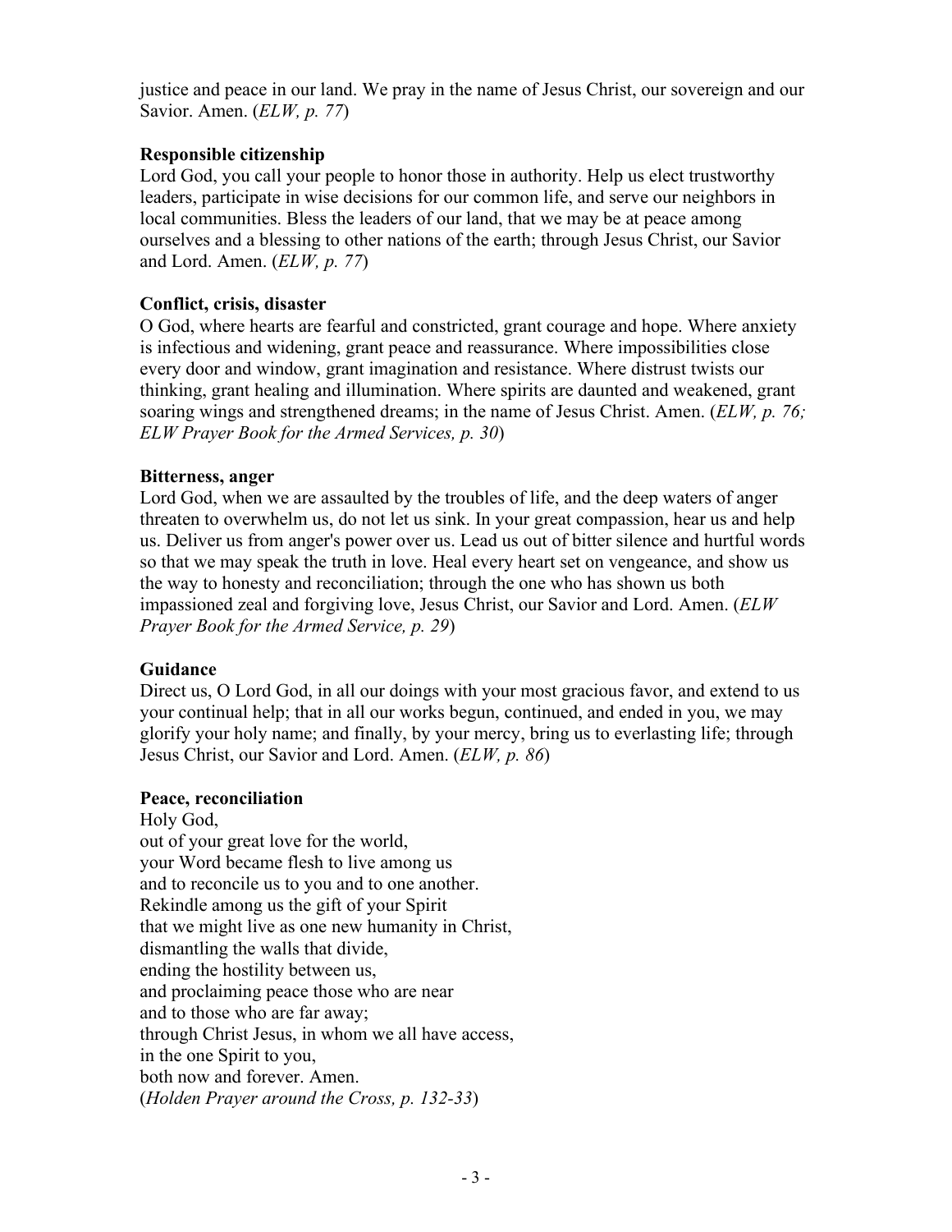justice and peace in our land. We pray in the name of Jesus Christ, our sovereign and our Savior. Amen. (*ELW, p. 77*)

**Responsible citizenship**

Lord God, you call your people to honor those in authority. Help us elect trustworthy leaders, participate in wise decisions for our common life, and serve our neighbors in local communities. Bless the leaders of our land, that we may be at peace among ourselves and a blessing to other nations of the earth; through Jesus Christ, our Savior and Lord. Amen. (*ELW, p. 77*)

**Conflict, crisis, disaster**

O God, where hearts are fearful and constricted, grant courage and hope. Where anxiety is infectious and widening, grant peace and reassurance. Where impossibilities close every door and window, grant imagination and resistance. Where distrust twists our thinking, grant healing and illumination. Where spirits are daunted and weakened, grant soaring wings and strengthened dreams; in the name of Jesus Christ. Amen. (*ELW, p. 76; ELW Prayer Book for the Armed Services, p. 30*)

**Bitterness, anger**

Lord God, when we are assaulted by the troubles of life, and the deep waters of anger threaten to overwhelm us, do not let us sink. In your great compassion, hear us and help us. Deliver us from anger's power over us. Lead us out of bitter silence and hurtful words so that we may speak the truth in love. Heal every heart set on vengeance, and show us the way to honesty and reconciliation; through the one who has shown us both impassioned zeal and forgiving love, Jesus Christ, our Savior and Lord. Amen. (*ELW Prayer Book for the Armed Service, p. 29*)

**Guidance**

Direct us, O Lord God, in all our doings with your most gracious favor, and extend to us your continual help; that in all our works begun, continued, and ended in you, we may glorify your holy name; and finally, by your mercy, bring us to everlasting life; through Jesus Christ, our Savior and Lord. Amen. (*ELW, p. 86*)

**Peace, reconciliation**

Holy God,
out of your great love for the world,
your Word became flesh to live among us
and to reconcile us to you and to one another.
Rekindle among us the gift of your Spirit
that we might live as one new humanity in Christ,
dismantling the walls that divide,
ending the hostility between us,
and proclaiming peace those who are near
and to those who are far away;
through Christ Jesus, in whom we all have access,
in the one Spirit to you,
both now and forever. Amen.
(*Holden Prayer around the Cross, p. 132-33*)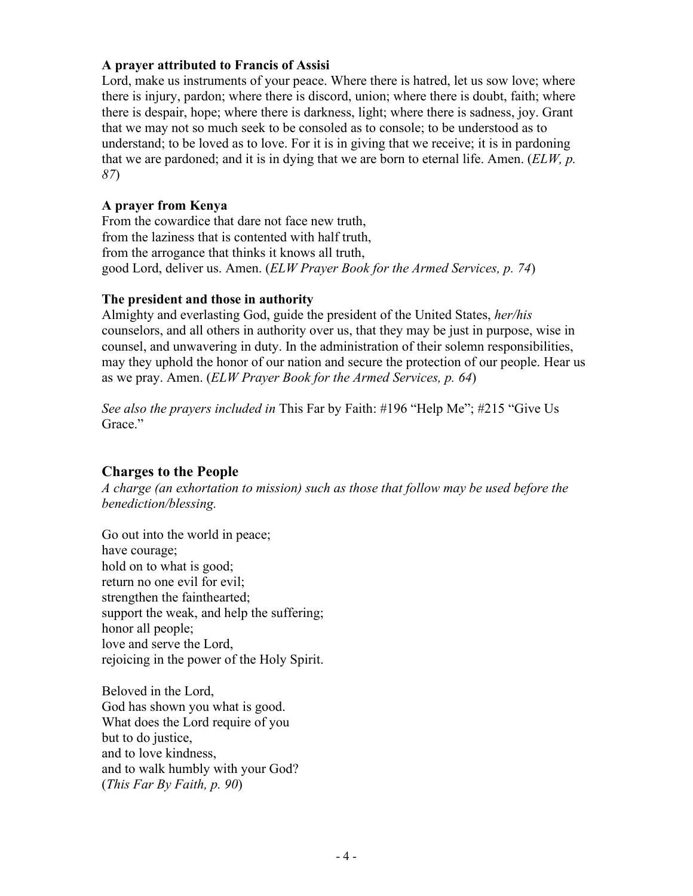**A prayer attributed to Francis of Assisi**
Lord, make us instruments of your peace. Where there is hatred, let us sow love; where there is injury, pardon; where there is discord, union; where there is doubt, faith; where there is despair, hope; where there is darkness, light; where there is sadness, joy. Grant that we may not so much seek to be consoled as to console; to be understood as to understand; to be loved as to love. For it is in giving that we receive; it is in pardoning that we are pardoned; and it is in dying that we are born to eternal life. Amen. (*ELW, p. 87*)

**A prayer from Kenya**
From the cowardice that dare not face new truth,
from the laziness that is contented with half truth,
from the arrogance that thinks it knows all truth,
good Lord, deliver us. Amen. (*ELW Prayer Book for the Armed Services, p. 74*)

**The president and those in authority**
Almighty and everlasting God, guide the president of the United States, *her/his* counselors, and all others in authority over us, that they may be just in purpose, wise in counsel, and unwavering in duty. In the administration of their solemn responsibilities, may they uphold the honor of our nation and secure the protection of our people. Hear us as we pray. Amen. (*ELW Prayer Book for the Armed Services, p. 64*)

*See also the prayers included in* This Far by Faith: #196 "Help Me"; #215 "Give Us Grace."

## Charges to the People

*A charge (an exhortation to mission) such as those that follow may be used before the benediction/blessing.*

Go out into the world in peace;
have courage;
hold on to what is good;
return no one evil for evil;
strengthen the fainthearted;
support the weak, and help the suffering;
honor all people;
love and serve the Lord,
rejoicing in the power of the Holy Spirit.

Beloved in the Lord,
God has shown you what is good.
What does the Lord require of you
but to do justice,
and to love kindness,
and to walk humbly with your God?
(*This Far By Faith, p. 90*)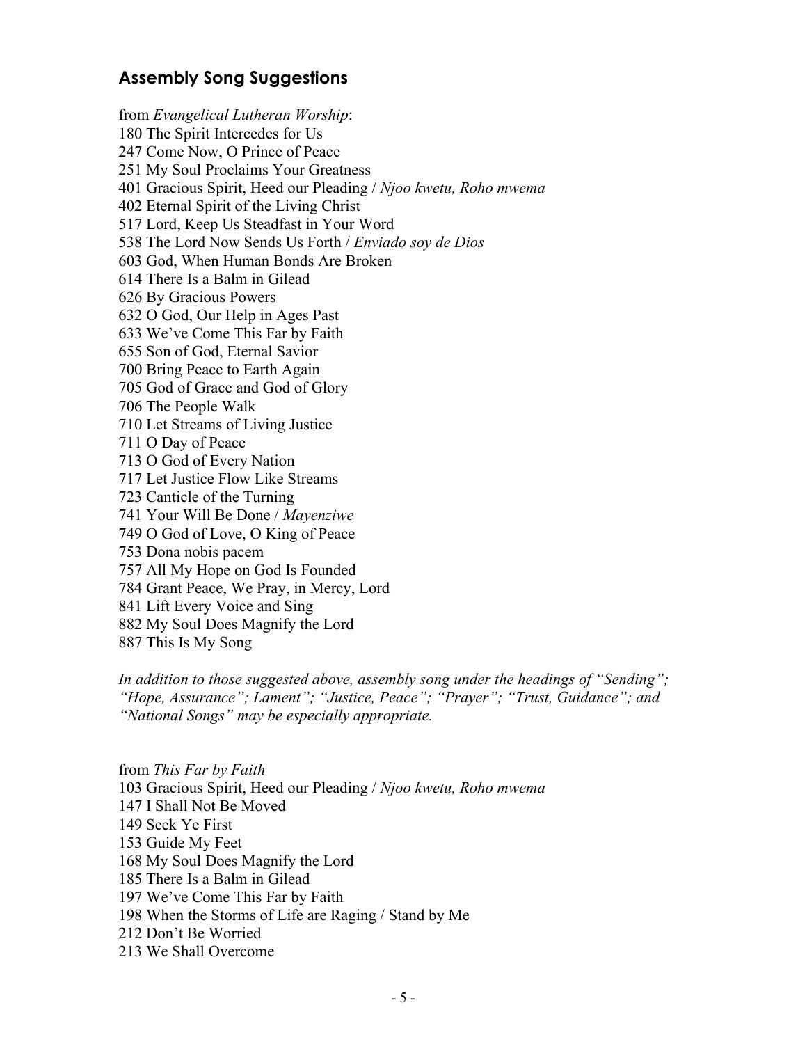## Assembly Song Suggestions

from *Evangelical Lutheran Worship*:
180 The Spirit Intercedes for Us
247 Come Now, O Prince of Peace
251 My Soul Proclaims Your Greatness
401 Gracious Spirit, Heed our Pleading / *Njoo kwetu, Roho mwema*
402 Eternal Spirit of the Living Christ
517 Lord, Keep Us Steadfast in Your Word
538 The Lord Now Sends Us Forth / *Enviado soy de Dios*
603 God, When Human Bonds Are Broken
614 There Is a Balm in Gilead
626 By Gracious Powers
632 O God, Our Help in Ages Past
633 We've Come This Far by Faith
655 Son of God, Eternal Savior
700 Bring Peace to Earth Again
705 God of Grace and God of Glory
706 The People Walk
710 Let Streams of Living Justice
711 O Day of Peace
713 O God of Every Nation
717 Let Justice Flow Like Streams
723 Canticle of the Turning
741 Your Will Be Done / *Mayenziwe*
749 O God of Love, O King of Peace
753 Dona nobis pacem
757 All My Hope on God Is Founded
784 Grant Peace, We Pray, in Mercy, Lord
841 Lift Every Voice and Sing
882 My Soul Does Magnify the Lord
887 This Is My Song

*In addition to those suggested above, assembly song under the headings of "Sending"; "Hope, Assurance"; Lament"; "Justice, Peace"; "Prayer"; "Trust, Guidance"; and "National Songs" may be especially appropriate.*

from *This Far by Faith*
103 Gracious Spirit, Heed our Pleading / *Njoo kwetu, Roho mwema*
147 I Shall Not Be Moved
149 Seek Ye First
153 Guide My Feet
168 My Soul Does Magnify the Lord
185 There Is a Balm in Gilead
197 We've Come This Far by Faith
198 When the Storms of Life are Raging / Stand by Me
212 Don't Be Worried
213 We Shall Overcome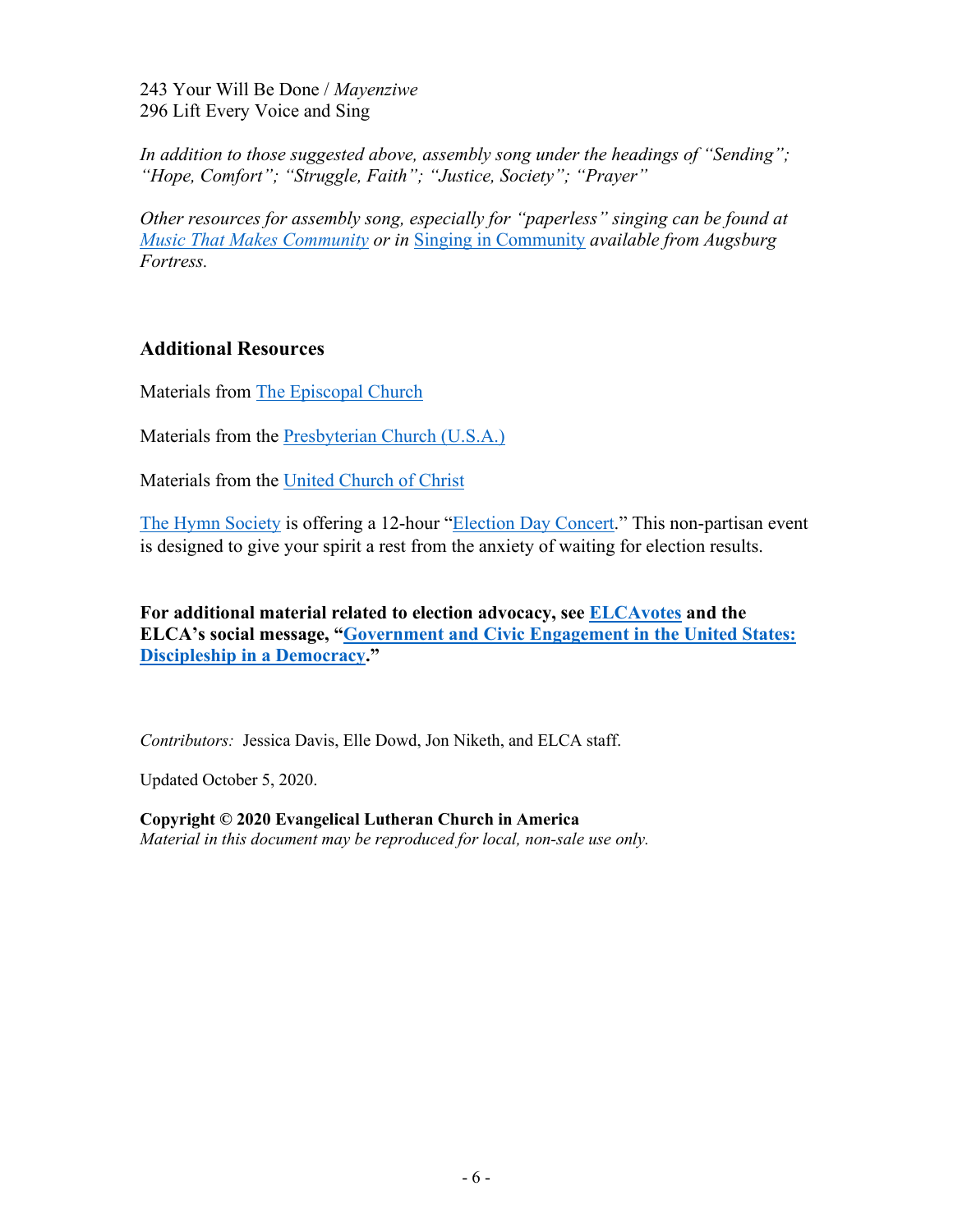243 Your Will Be Done / *Mayenziwe*
296 Lift Every Voice and Sing

*In addition to those suggested above, assembly song under the headings of "Sending"; "Hope, Comfort"; "Struggle, Faith"; "Justice, Society"; "Prayer"*

*Other resources for assembly song, especially for "paperless" singing can be found at Music That Makes Community or in* Singing in Community *available from Augsburg Fortress.*

## Additional Resources

Materials from The Episcopal Church

Materials from the Presbyterian Church (U.S.A.)

Materials from the United Church of Christ

The Hymn Society is offering a 12-hour "Election Day Concert." This non-partisan event is designed to give your spirit a rest from the anxiety of waiting for election results.

**For additional material related to election advocacy, see ELCAvotes and the ELCA's social message, "Government and Civic Engagement in the United States: Discipleship in a Democracy."**

*Contributors:* Jessica Davis, Elle Dowd, Jon Niketh, and ELCA staff.

Updated October 5, 2020.

**Copyright © 2020 Evangelical Lutheran Church in America**
*Material in this document may be reproduced for local, non-sale use only.*